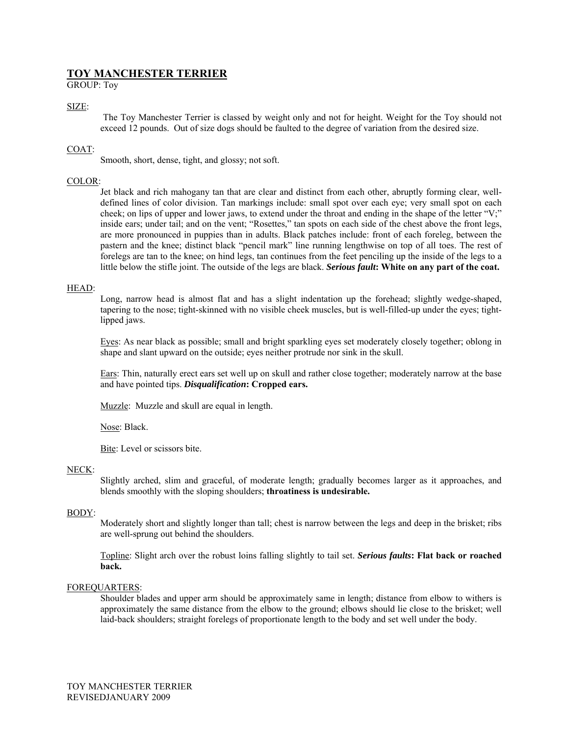## TOY MANCHESTER TERRIER

GROUP: Toy

SIZE:

The Toy Manchester Terrier is classed by weight only and not for height. Weight for the Toy should not exceed 12 pounds. Out of size dogs should be faulted to the degree of variation from the desired size.

COAT:

Smooth, short, dense, tight, and glossy; not soft.

COLOR:

Jet black and rich mahogany tan that are clear and distinct from each other, abruptly forming clear, well-defined lines of color division. Tan markings include: small spot over each eye; very small spot on each cheek; on lips of upper and lower jaws, to extend under the throat and ending in the shape of the letter "V;" inside ears; under tail; and on the vent; "Rosettes," tan spots on each side of the chest above the front legs, are more pronounced in puppies than in adults. Black patches include: front of each foreleg, between the pastern and the knee; distinct black "pencil mark" line running lengthwise on top of all toes. The rest of forelegs are tan to the knee; on hind legs, tan continues from the feet penciling up the inside of the legs to a little below the stifle joint. The outside of the legs are black. ***Serious fault*: White on any part of the coat.**

HEAD:

Long, narrow head is almost flat and has a slight indentation up the forehead; slightly wedge-shaped, tapering to the nose; tight-skinned with no visible cheek muscles, but is well-filled-up under the eyes; tight-lipped jaws.

Eyes: As near black as possible; small and bright sparkling eyes set moderately closely together; oblong in shape and slant upward on the outside; eyes neither protrude nor sink in the skull.

Ears: Thin, naturally erect ears set well up on skull and rather close together; moderately narrow at the base and have pointed tips. ***Disqualification*: Cropped ears.**

Muzzle: Muzzle and skull are equal in length.

Nose: Black.

Bite: Level or scissors bite.

NECK:

Slightly arched, slim and graceful, of moderate length; gradually becomes larger as it approaches, and blends smoothly with the sloping shoulders; **throatiness is undesirable.**

BODY:

Moderately short and slightly longer than tall; chest is narrow between the legs and deep in the brisket; ribs are well-sprung out behind the shoulders.

Topline: Slight arch over the robust loins falling slightly to tail set. ***Serious faults*: Flat back or roached back.**

FOREQUARTERS:

Shoulder blades and upper arm should be approximately same in length; distance from elbow to withers is approximately the same distance from the elbow to the ground; elbows should lie close to the brisket; well laid-back shoulders; straight forelegs of proportionate length to the body and set well under the body.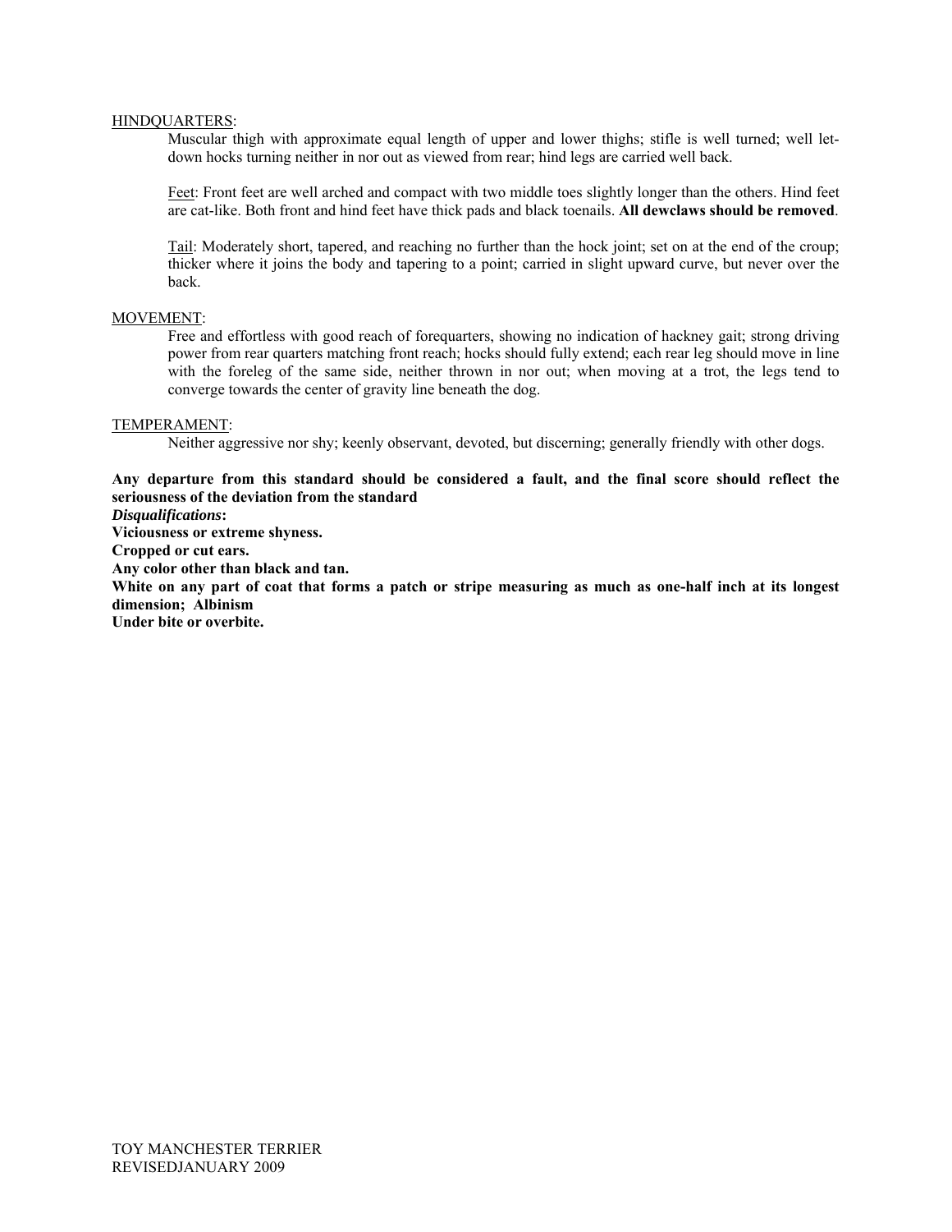HINDQUARTERS:

Muscular thigh with approximate equal length of upper and lower thighs; stifle is well turned; well let-down hocks turning neither in nor out as viewed from rear; hind legs are carried well back.

Feet: Front feet are well arched and compact with two middle toes slightly longer than the others. Hind feet are cat-like. Both front and hind feet have thick pads and black toenails. **All dewclaws should be removed**.

Tail: Moderately short, tapered, and reaching no further than the hock joint; set on at the end of the croup; thicker where it joins the body and tapering to a point; carried in slight upward curve, but never over the back.

MOVEMENT:

Free and effortless with good reach of forequarters, showing no indication of hackney gait; strong driving power from rear quarters matching front reach; hocks should fully extend; each rear leg should move in line with the foreleg of the same side, neither thrown in nor out; when moving at a trot, the legs tend to converge towards the center of gravity line beneath the dog.

TEMPERAMENT:

Neither aggressive nor shy; keenly observant, devoted, but discerning; generally friendly with other dogs.

**Any departure from this standard should be considered a fault, and the final score should reflect the seriousness of the deviation from the standard**

***Disqualifications*:**

**Viciousness or extreme shyness.**

**Cropped or cut ears.**

**Any color other than black and tan.**

**White on any part of coat that forms a patch or stripe measuring as much as one-half inch at its longest dimension; Albinism**

**Under bite or overbite.**

TOY MANCHESTER TERRIER
REVISEDJANUARY 2009